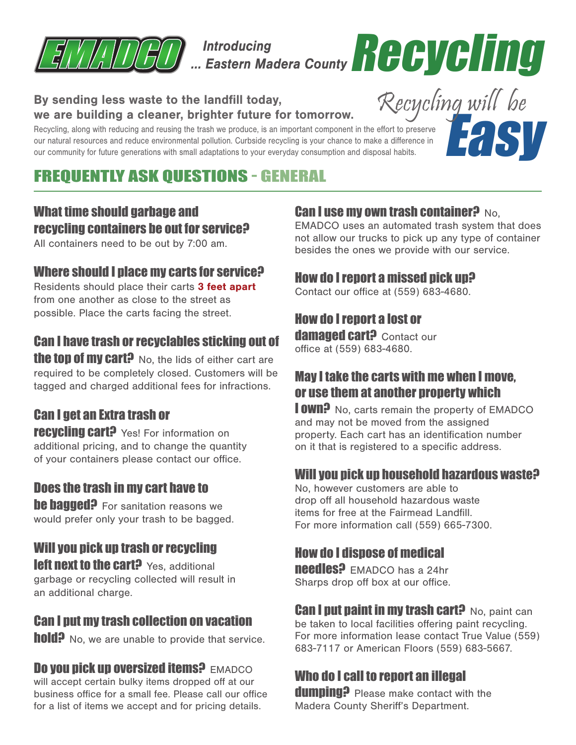# EMADCO Introducing ... Eastern Madera County Recycling

**By sending less waste to the landfill today, we are building a cleaner, brighter future for tomorrow.**

*Recycling will be* **Easy**

Recycling, along with reducing and reusing the trash we produce, is an important component in the effort to preserve our natural resources and reduce environmental pollution. Curbside recycling is your chance to make a difference in our community for future generations with small adaptations to your everyday consumption and disposal habits.

## FREQUENTLY ASK QUESTIONS - GENERAL

### What time should garbage and recycling containers be out for service?

All containers need to be out by 7:00 am.

### Where should I place my carts for service?

Residents should place their carts **3 feet apart** from one another as close to the street as possible. Place the carts facing the street.

### Can I have trash or recyclables sticking out of the top of my cart?

No, the lids of either cart are required to be completely closed. Customers will be tagged and charged additional fees for infractions.

### Can I get an Extra trash or recycling cart?

Yes! For information on additional pricing, and to change the quantity of your containers please contact our office.

### Does the trash in my cart have to be bagged?

For sanitation reasons we would prefer only your trash to be bagged.

### Will you pick up trash or recycling left next to the cart?

Yes, additional garbage or recycling collected will result in an additional charge.

### Can I put my trash collection on vacation hold?

No, we are unable to provide that service.

### Do you pick up oversized items?

EMADCO will accept certain bulky items dropped off at our business office for a small fee. Please call our office for a list of items we accept and for pricing details.

### Can I use my own trash container?

No, EMADCO uses an automated trash system that does not allow our trucks to pick up any type of container besides the ones we provide with our service.

### How do I report a missed pick up?

Contact our office at (559) 683-4680.

### How do I report a lost or damaged cart?

Contact our office at (559) 683-4680.

### May I take the carts with me when I move, or use them at another property which I own?

No, carts remain the property of EMADCO and may not be moved from the assigned property. Each cart has an identification number on it that is registered to a specific address.

### Will you pick up household hazardous waste?

No, however customers are able to drop off all household hazardous waste items for free at the Fairmead Landfill. For more information call (559) 665-7300.

### How do I dispose of medical needles?

EMADCO has a 24hr Sharps drop off box at our office.

### Can I put paint in my trash cart?

No, paint can be taken to local facilities offering paint recycling. For more information lease contact True Value (559) 683-7117 or American Floors (559) 683-5667.

### Who do I call to report an illegal dumping?

Please make contact with the Madera County Sheriff's Department.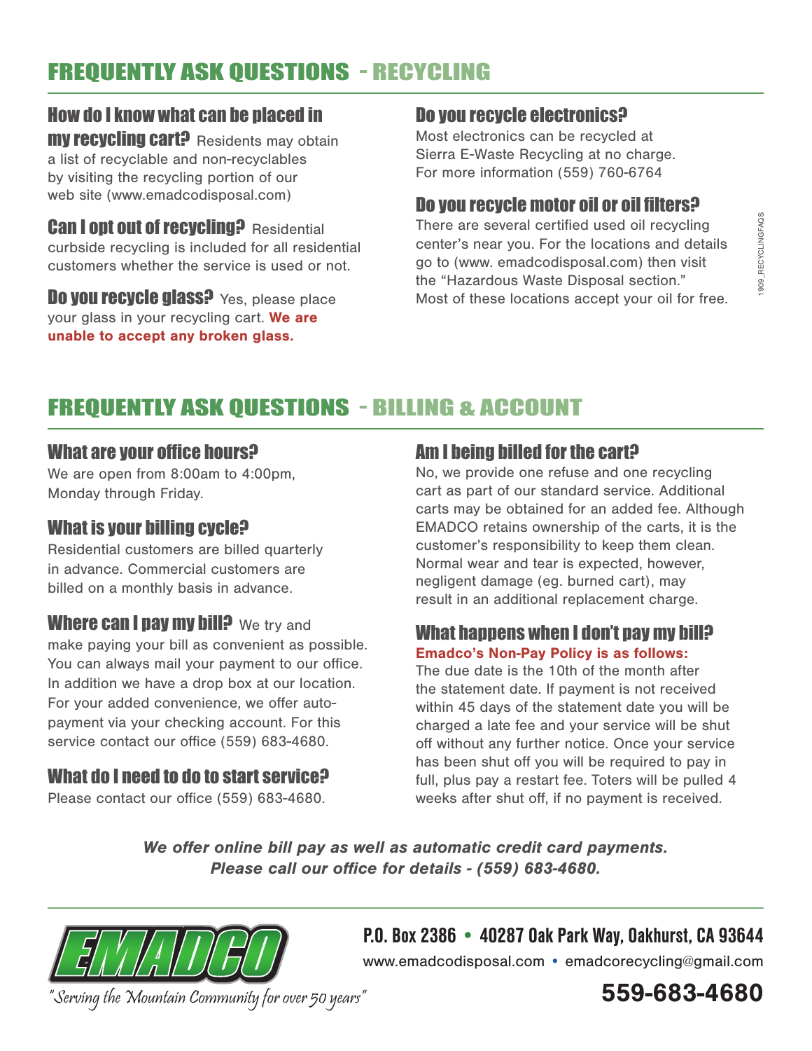## FREQUENTLY ASK QUESTIONS - RECYCLING

### How do I know what can be placed in my recycling cart?

Residents may obtain a list of recyclable and non-recyclables by visiting the recycling portion of our web site (www.emadcodisposal.com)

### Can I opt out of recycling?

Residential curbside recycling is included for all residential customers whether the service is used or not.

### Do you recycle glass?

Yes, please place your glass in your recycling cart. **We are unable to accept any broken glass.**

### Do you recycle electronics?

Most electronics can be recycled at Sierra E-Waste Recycling at no charge. For more information (559) 760-6764

### Do you recycle motor oil or oil filters?

There are several certified used oil recycling center's near you. For the locations and details go to (www. emadcodisposal.com) then visit the "Hazardous Waste Disposal section." Most of these locations accept your oil for free.

1909_RECYCLINGFAQS

## FREQUENTLY ASK QUESTIONS - BILLING & ACCOUNT

### What are your office hours?

We are open from 8:00am to 4:00pm, Monday through Friday.

### What is your billing cycle?

Residential customers are billed quarterly in advance. Commercial customers are billed on a monthly basis in advance.

### Where can I pay my bill?

We try and make paying your bill as convenient as possible. You can always mail your payment to our office. In addition we have a drop box at our location. For your added convenience, we offer auto-payment via your checking account. For this service contact our office (559) 683-4680.

### What do I need to do to start service?

Please contact our office (559) 683-4680.

### Am I being billed for the cart?

No, we provide one refuse and one recycling cart as part of our standard service. Additional carts may be obtained for an added fee. Although EMADCO retains ownership of the carts, it is the customer's responsibility to keep them clean. Normal wear and tear is expected, however, negligent damage (eg. burned cart), may result in an additional replacement charge.

### What happens when I don't pay my bill?

**Emadco's Non-Pay Policy is as follows:**

The due date is the 10th of the month after the statement date. If payment is not received within 45 days of the statement date you will be charged a late fee and your service will be shut off without any further notice. Once your service has been shut off you will be required to pay in full, plus pay a restart fee. Toters will be pulled 4 weeks after shut off, if no payment is received.

***We offer online bill pay as well as automatic credit card payments. Please call our office for details - (559) 683-4680.***

EMADCO

*"Serving the Mountain Community for over 50 years"*

**P.O. Box 2386 • 40287 Oak Park Way, Oakhurst, CA 93644**

www.emadcodisposal.com • emadcorecycling@gmail.com

**559-683-4680**